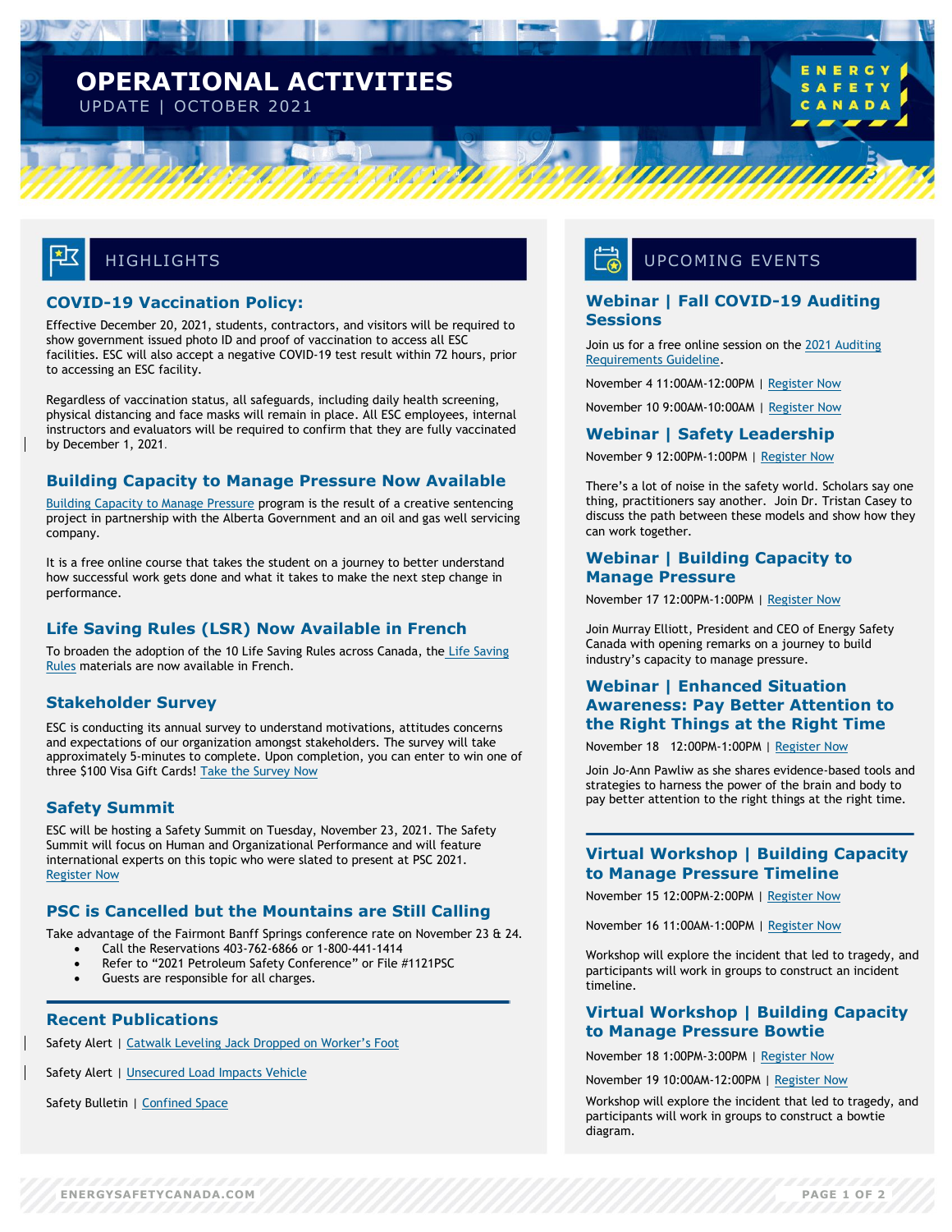# OPERATIONAL ACTIVITIES

UPDATE | OCTOBER 2021

ENERGY SAFETY CANADA

## HIGHLIGHTS

### COVID-19 Vaccination Policy:

Effective December 20, 2021, students, contractors, and visitors will be required to show government issued photo ID and proof of vaccination to access all ESC facilities. ESC will also accept a negative COVID-19 test result within 72 hours, prior to accessing an ESC facility.

Regardless of vaccination status, all safeguards, including daily health screening, physical distancing and face masks will remain in place. All ESC employees, internal instructors and evaluators will be required to confirm that they are fully vaccinated by December 1, 2021.

### Building Capacity to Manage Pressure Now Available

Building Capacity to Manage Pressure program is the result of a creative sentencing project in partnership with the Alberta Government and an oil and gas well servicing company.

It is a free online course that takes the student on a journey to better understand how successful work gets done and what it takes to make the next step change in performance.

### Life Saving Rules (LSR) Now Available in French

To broaden the adoption of the 10 Life Saving Rules across Canada, the Life Saving Rules materials are now available in French.

### Stakeholder Survey

ESC is conducting its annual survey to understand motivations, attitudes concerns and expectations of our organization amongst stakeholders. The survey will take approximately 5-minutes to complete. Upon completion, you can enter to win one of three $100 Visa Gift Cards! Take the Survey Now

### Safety Summit

ESC will be hosting a Safety Summit on Tuesday, November 23, 2021. The Safety Summit will focus on Human and Organizational Performance and will feature international experts on this topic who were slated to present at PSC 2021. Register Now

### PSC is Cancelled but the Mountains are Still Calling

Take advantage of the Fairmont Banff Springs conference rate on November 23 & 24.

- Call the Reservations 403-762-6866 or 1-800-441-1414
- Refer to "2021 Petroleum Safety Conference" or File #1121PSC
- Guests are responsible for all charges.

### Recent Publications

Safety Alert | Catwalk Leveling Jack Dropped on Worker's Foot

Safety Alert | Unsecured Load Impacts Vehicle

Safety Bulletin | Confined Space

## UPCOMING EVENTS

### Webinar | Fall COVID-19 Auditing Sessions

Join us for a free online session on the 2021 Auditing Requirements Guideline.

November 4 11:00AM-12:00PM | Register Now

November 10 9:00AM-10:00AM | Register Now

### Webinar | Safety Leadership

November 9 12:00PM-1:00PM | Register Now

There's a lot of noise in the safety world. Scholars say one thing, practitioners say another. Join Dr. Tristan Casey to discuss the path between these models and show how they can work together.

### Webinar | Building Capacity to Manage Pressure

November 17 12:00PM-1:00PM | Register Now

Join Murray Elliott, President and CEO of Energy Safety Canada with opening remarks on a journey to build industry's capacity to manage pressure.

### Webinar | Enhanced Situation Awareness: Pay Better Attention to the Right Things at the Right Time

November 18 12:00PM-1:00PM | Register Now

Join Jo-Ann Pawliw as she shares evidence-based tools and strategies to harness the power of the brain and body to pay better attention to the right things at the right time.

### Virtual Workshop | Building Capacity to Manage Pressure Timeline

November 15 12:00PM-2:00PM | Register Now

November 16 11:00AM-1:00PM | Register Now

Workshop will explore the incident that led to tragedy, and participants will work in groups to construct an incident timeline.

### Virtual Workshop | Building Capacity to Manage Pressure Bowtie

November 18 1:00PM-3:00PM | Register Now

November 19 10:00AM-12:00PM | Register Now

Workshop will explore the incident that led to tragedy, and participants will work in groups to construct a bowtie diagram.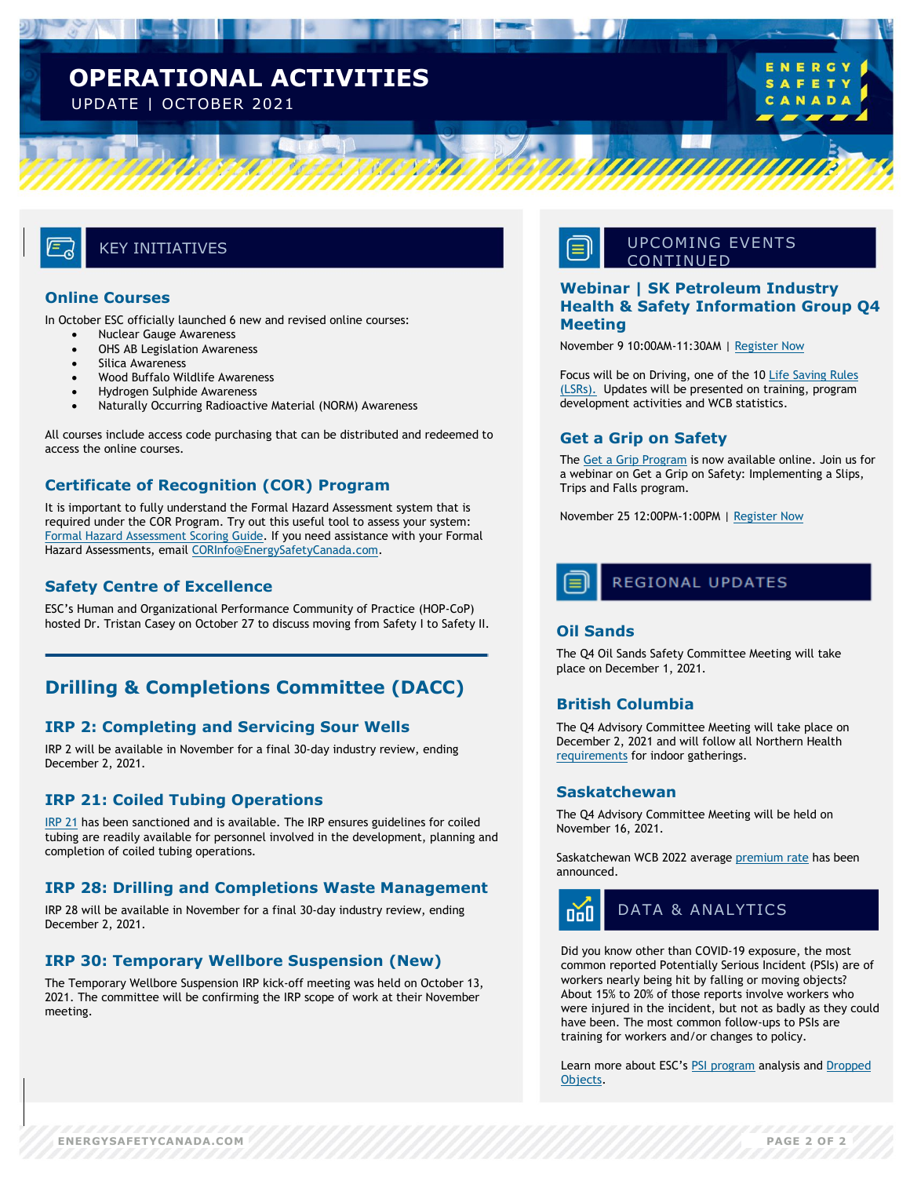# OPERATIONAL ACTIVITIES

UPDATE | OCTOBER 2021

## KEY INITIATIVES

### Online Courses

In October ESC officially launched 6 new and revised online courses:

- Nuclear Gauge Awareness
- OHS AB Legislation Awareness
- Silica Awareness
- Wood Buffalo Wildlife Awareness
- Hydrogen Sulphide Awareness
- Naturally Occurring Radioactive Material (NORM) Awareness

All courses include access code purchasing that can be distributed and redeemed to access the online courses.

### Certificate of Recognition (COR) Program

It is important to fully understand the Formal Hazard Assessment system that is required under the COR Program. Try out this useful tool to assess your system: Formal Hazard Assessment Scoring Guide. If you need assistance with your Formal Hazard Assessments, email CORInfo@EnergySafetyCanada.com.

### Safety Centre of Excellence

ESC's Human and Organizational Performance Community of Practice (HOP-CoP) hosted Dr. Tristan Casey on October 27 to discuss moving from Safety I to Safety II.

## Drilling & Completions Committee (DACC)

### IRP 2: Completing and Servicing Sour Wells

IRP 2 will be available in November for a final 30-day industry review, ending December 2, 2021.

### IRP 21: Coiled Tubing Operations

IRP 21 has been sanctioned and is available. The IRP ensures guidelines for coiled tubing are readily available for personnel involved in the development, planning and completion of coiled tubing operations.

### IRP 28: Drilling and Completions Waste Management

IRP 28 will be available in November for a final 30-day industry review, ending December 2, 2021.

### IRP 30: Temporary Wellbore Suspension (New)

The Temporary Wellbore Suspension IRP kick-off meeting was held on October 13, 2021. The committee will be confirming the IRP scope of work at their November meeting.

## UPCOMING EVENTS CONTINUED

### Webinar | SK Petroleum Industry Health & Safety Information Group Q4 Meeting

November 9 10:00AM-11:30AM | Register Now

Focus will be on Driving, one of the 10 Life Saving Rules (LSRs). Updates will be presented on training, program development activities and WCB statistics.

### Get a Grip on Safety

The Get a Grip Program is now available online. Join us for a webinar on Get a Grip on Safety: Implementing a Slips, Trips and Falls program.

November 25 12:00PM-1:00PM | Register Now

## REGIONAL UPDATES

### Oil Sands

The Q4 Oil Sands Safety Committee Meeting will take place on December 1, 2021.

### British Columbia

The Q4 Advisory Committee Meeting will take place on December 2, 2021 and will follow all Northern Health requirements for indoor gatherings.

### Saskatchewan

The Q4 Advisory Committee Meeting will be held on November 16, 2021.

Saskatchewan WCB 2022 average premium rate has been announced.

## DATA & ANALYTICS

Did you know other than COVID-19 exposure, the most common reported Potentially Serious Incident (PSIs) are of workers nearly being hit by falling or moving objects? About 15% to 20% of those reports involve workers who were injured in the incident, but not as badly as they could have been. The most common follow-ups to PSIs are training for workers and/or changes to policy.

Learn more about ESC's PSI program analysis and Dropped Objects.